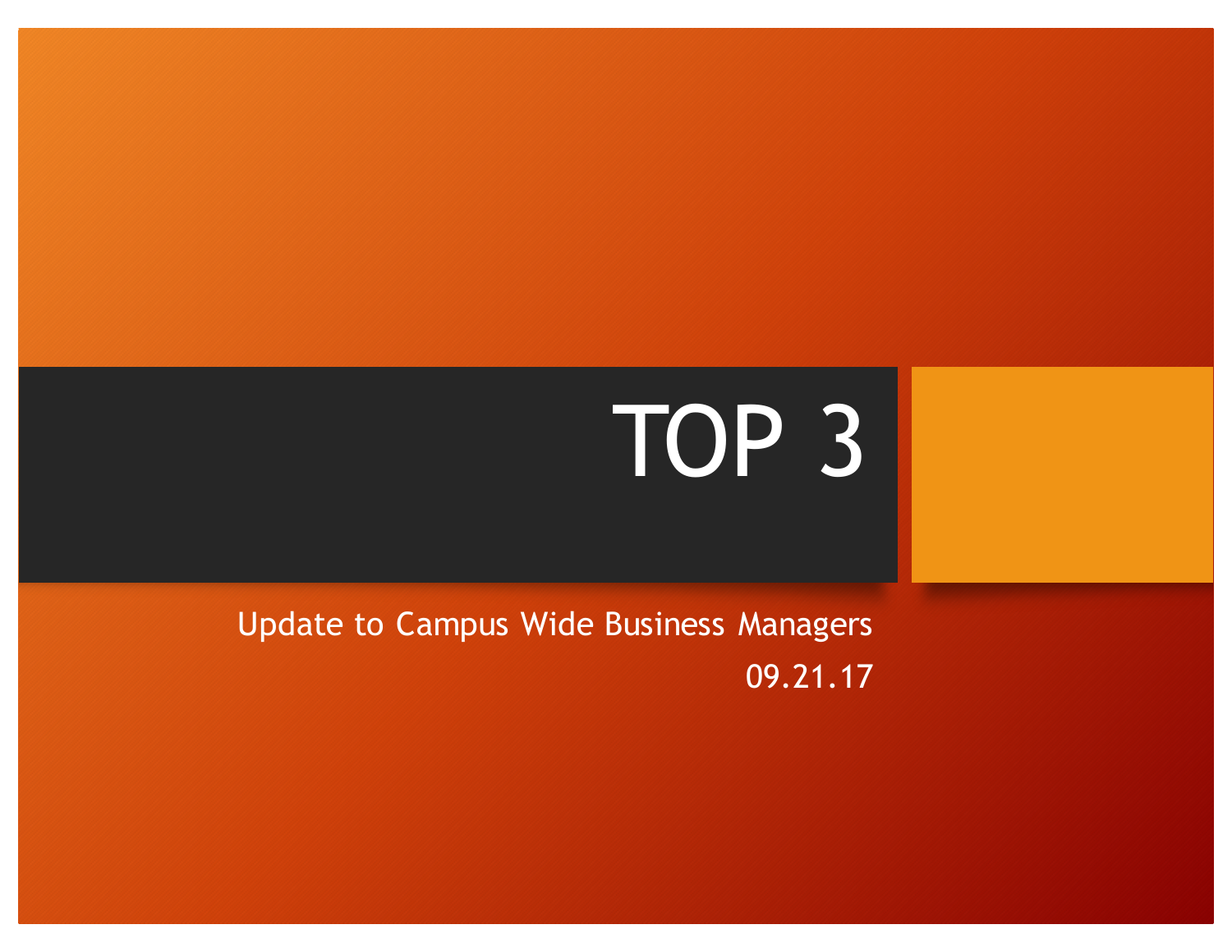# TOP 3

Update to Campus Wide Business Managers

09.21.17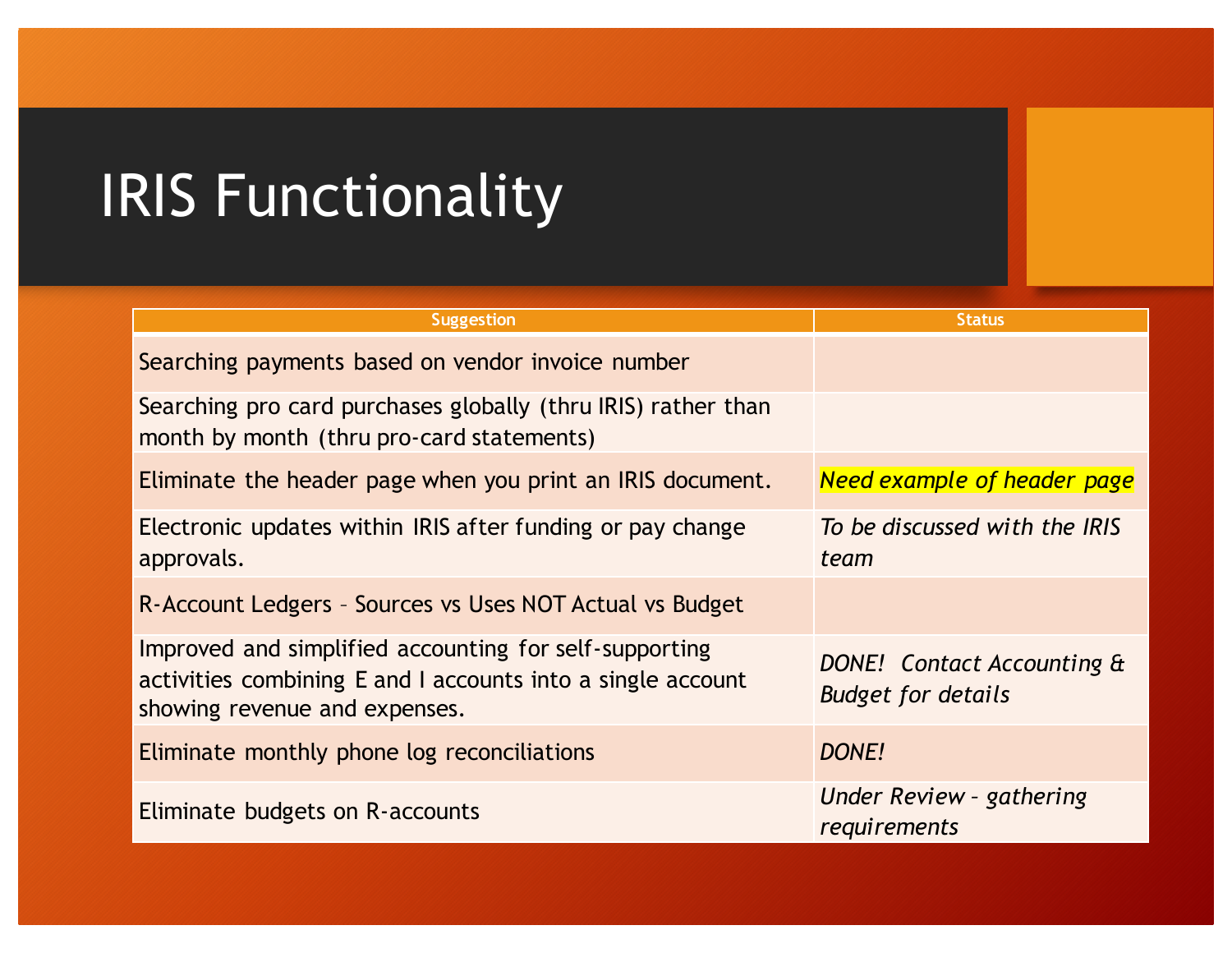# IRIS Functionality

| Suggestion | Status |
|---|---|
| Searching payments based on vendor invoice number | |
| Searching pro card purchases globally (thru IRIS) rather than month by month (thru pro-card statements) | |
| Eliminate the header page when you print an IRIS document. | *Need example of header page* |
| Electronic updates within IRIS after funding or pay change approvals. | *To be discussed with the IRIS team* |
| R-Account Ledgers – Sources vs Uses NOT Actual vs Budget | |
| Improved and simplified accounting for self-supporting activities combining E and I accounts into a single account showing revenue and expenses. | *DONE!  Contact Accounting & Budget for details* |
| Eliminate monthly phone log reconciliations | *DONE!* |
| Eliminate budgets on R-accounts | *Under Review – gathering requirements* |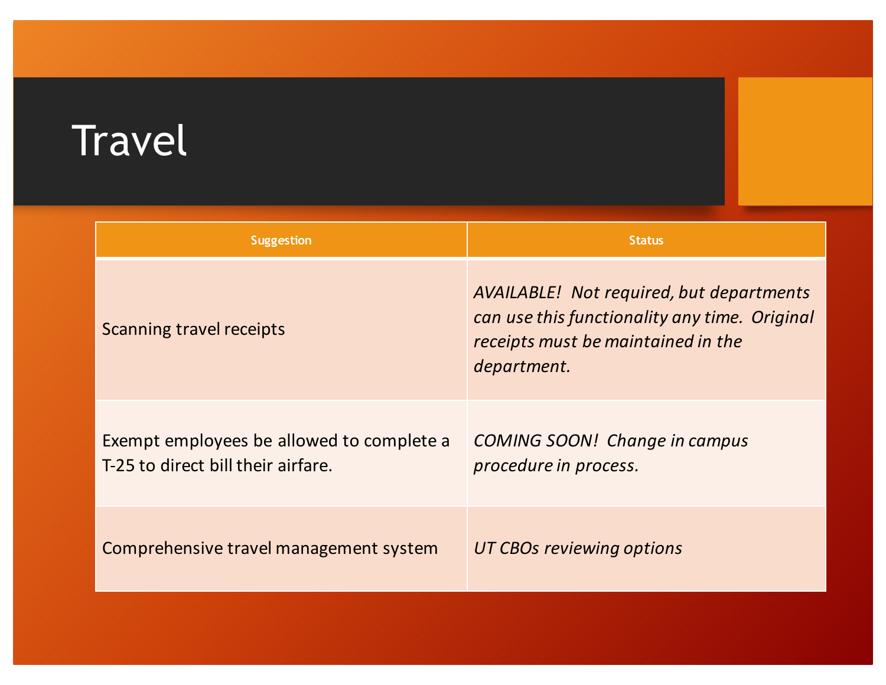# Travel

| Suggestion | Status |
| --- | --- |
| Scanning travel receipts | *AVAILABLE! Not required, but departments can use this functionality any time. Original receipts must be maintained in the department.* |
| Exempt employees be allowed to complete a T-25 to direct bill their airfare. | *COMING SOON! Change in campus procedure in process.* |
| Comprehensive travel management system | *UT CBOs reviewing options* |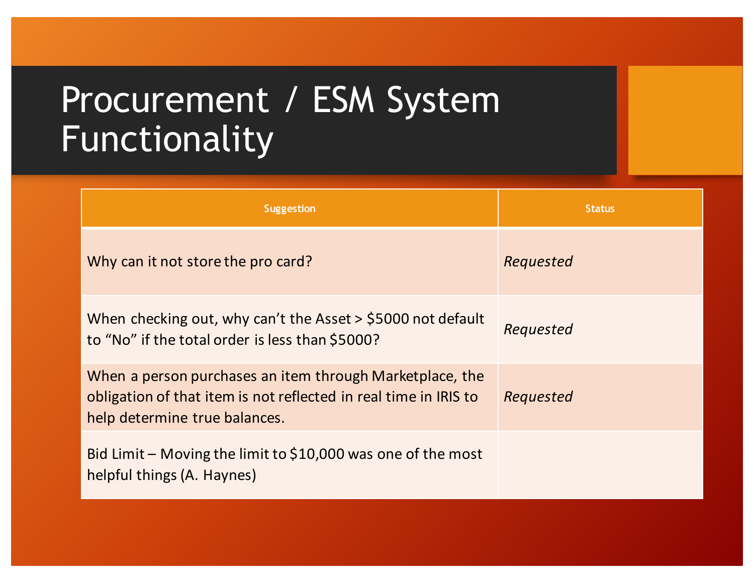# Procurement / ESM System Functionality

| Suggestion | Status |
| --- | --- |
| Why can it not store the pro card? | *Requested* |
| When checking out, why can't the Asset > $5000 not default to "No" if the total order is less than $5000? | *Requested* |
| When a person purchases an item through Marketplace, the obligation of that item is not reflected in real time in IRIS to help determine true balances. | *Requested* |
| Bid Limit – Moving the limit to $10,000 was one of the most helpful things (A. Haynes) | |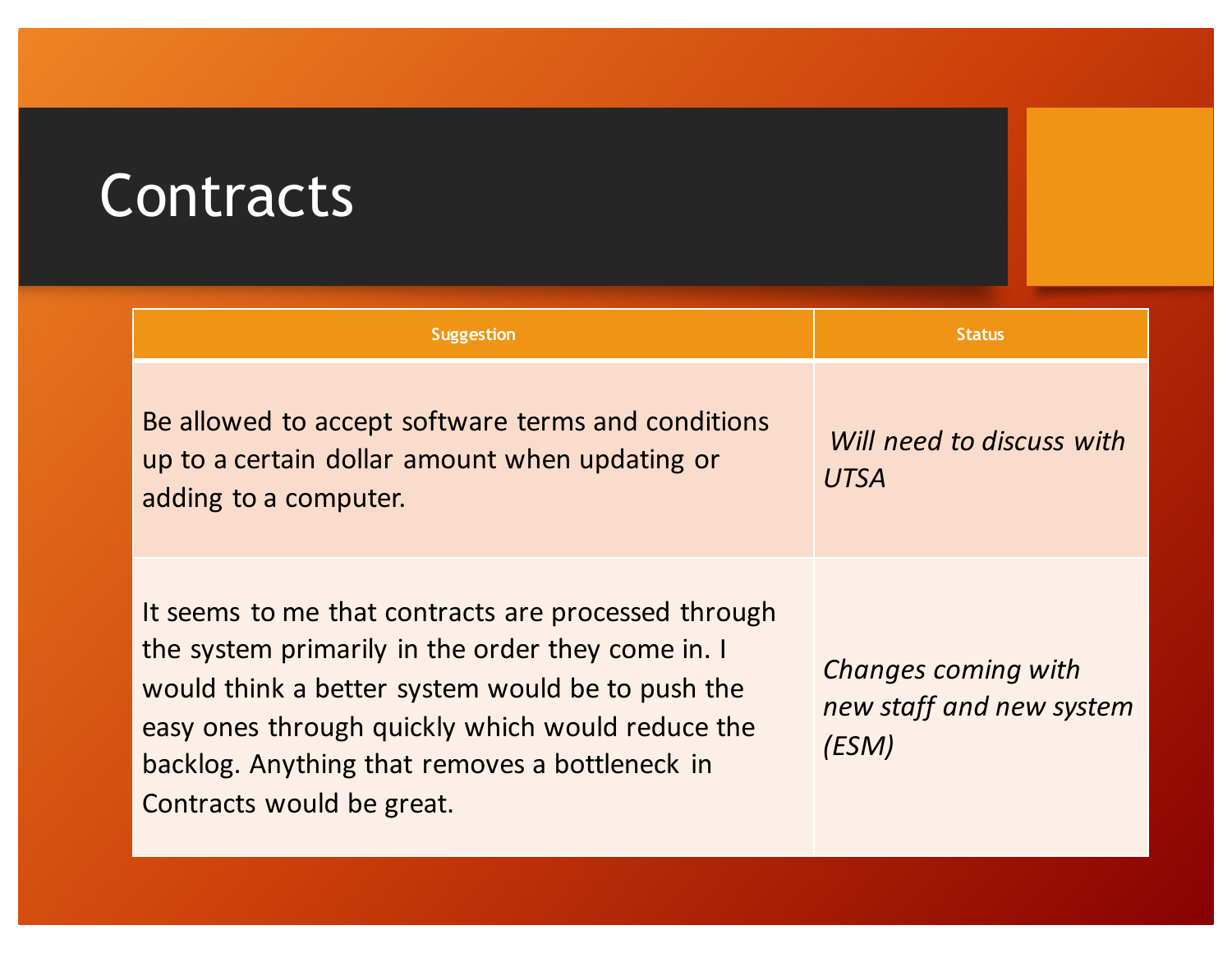# Contracts

| Suggestion | Status |
| --- | --- |
| Be allowed to accept software terms and conditions up to a certain dollar amount when updating or adding to a computer. | *Will need to discuss with UTSA* |
| It seems to me that contracts are processed through the system primarily in the order they come in. I would think a better system would be to push the easy ones through quickly which would reduce the backlog. Anything that removes a bottleneck in Contracts would be great. | *Changes coming with new staff and new system (ESM)* |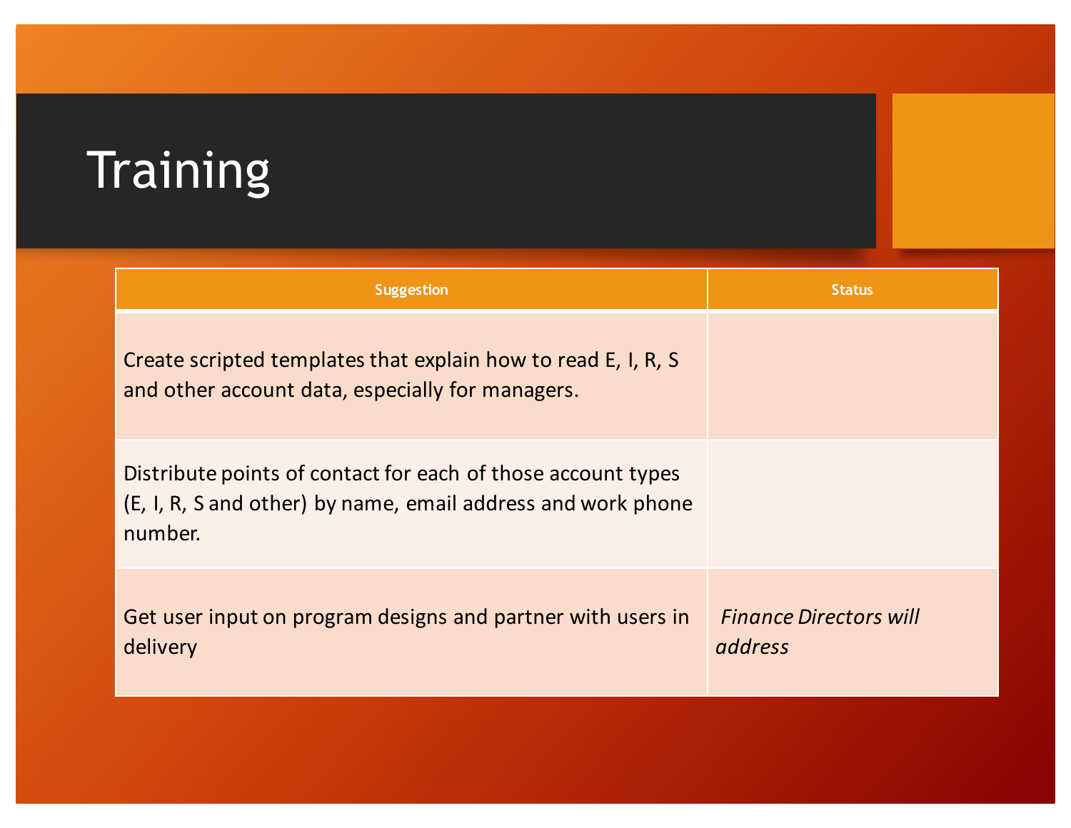# Training

| Suggestion | Status |
|---|---|
| Create scripted templates that explain how to read E, I, R, S and other account data, especially for managers. | |
| Distribute points of contact for each of those account types (E, I, R, S and other) by name, email address and work phone number. | |
| Get user input on program designs and partner with users in delivery | *Finance Directors will address* |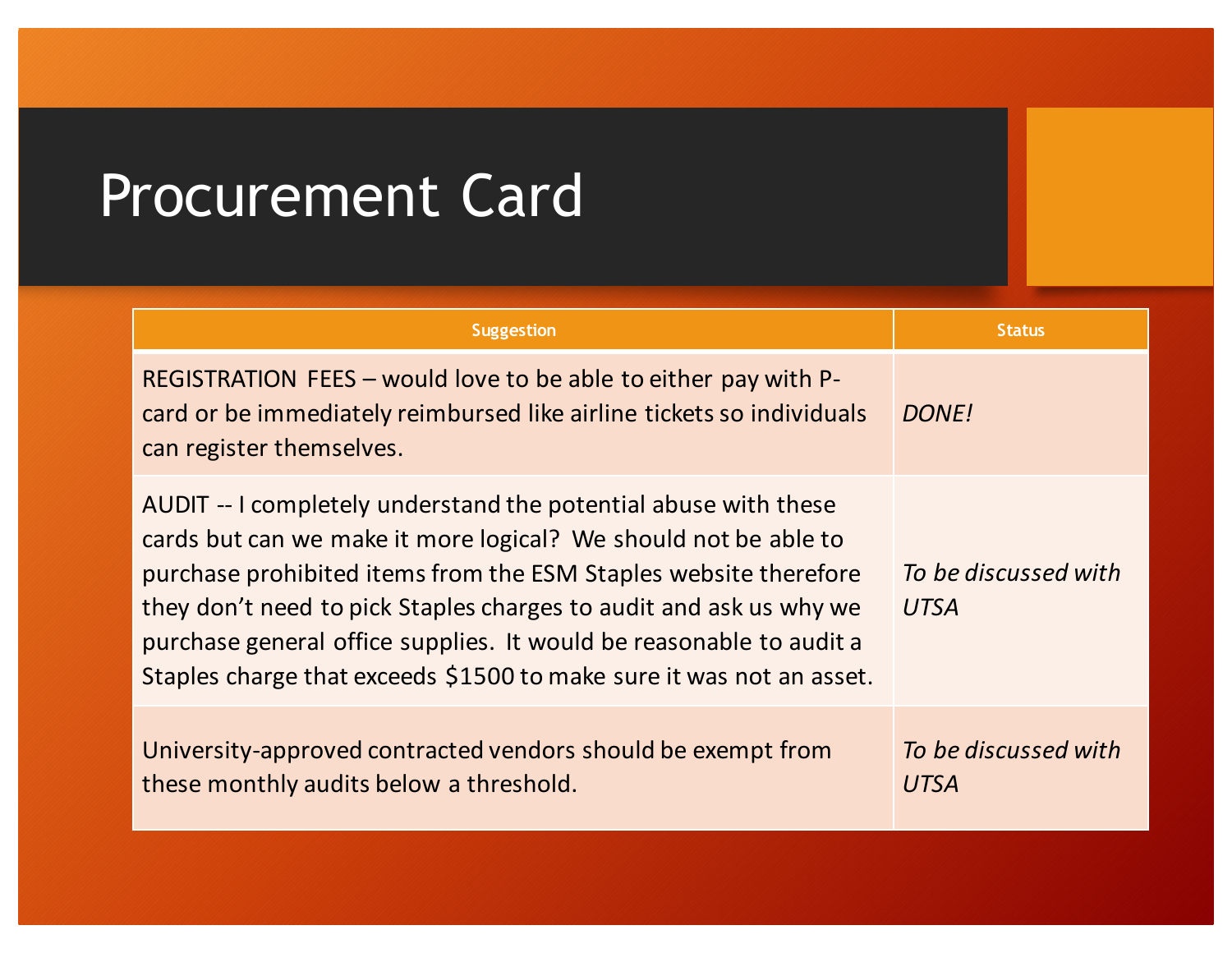# Procurement Card

| Suggestion | Status |
|---|---|
| REGISTRATION FEES – would love to be able to either pay with P-card or be immediately reimbursed like airline tickets so individuals can register themselves. | *DONE!* |
| AUDIT -- I completely understand the potential abuse with these cards but can we make it more logical? We should not be able to purchase prohibited items from the ESM Staples website therefore they don't need to pick Staples charges to audit and ask us why we purchase general office supplies. It would be reasonable to audit a Staples charge that exceeds $1500 to make sure it was not an asset. | *To be discussed with UTSA* |
| University-approved contracted vendors should be exempt from these monthly audits below a threshold. | *To be discussed with UTSA* |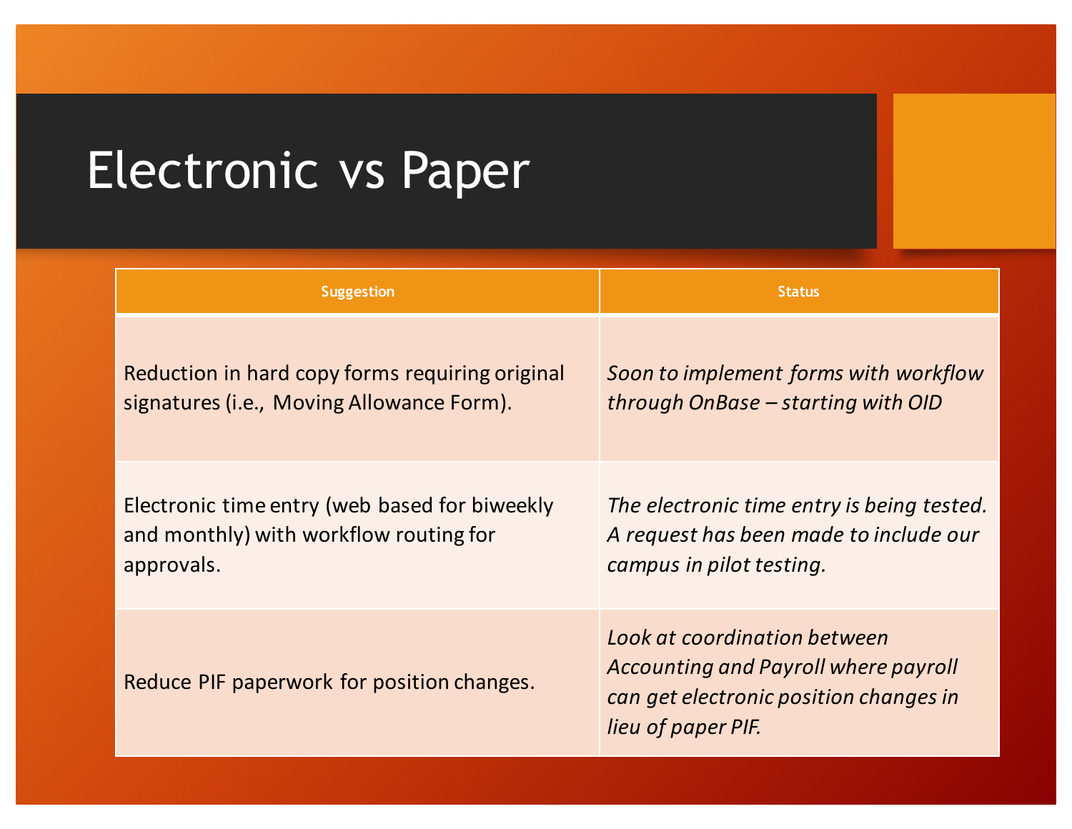# Electronic vs Paper

| Suggestion | Status |
| --- | --- |
| Reduction in hard copy forms requiring original signatures (i.e., Moving Allowance Form). | *Soon to implement forms with workflow through OnBase – starting with OID* |
| Electronic time entry (web based for biweekly and monthly) with workflow routing for approvals. | *The electronic time entry is being tested. A request has been made to include our campus in pilot testing.* |
| Reduce PIF paperwork for position changes. | *Look at coordination between Accounting and Payroll where payroll can get electronic position changes in lieu of paper PIF.* |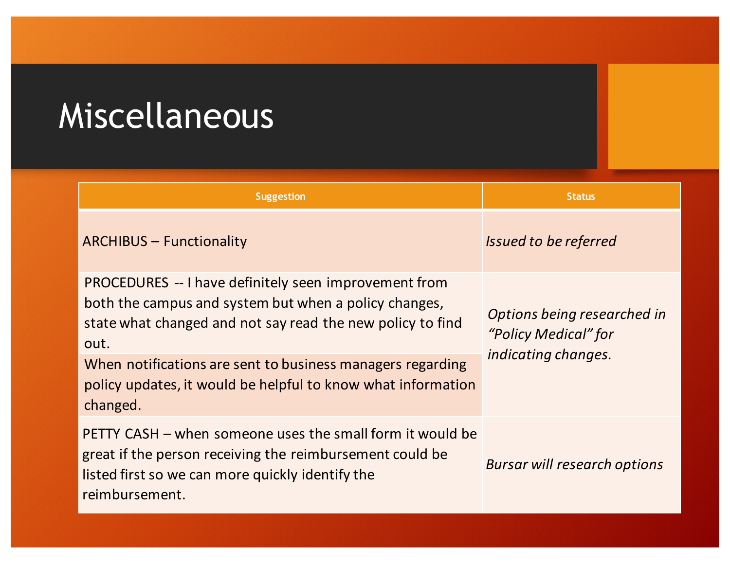# Miscellaneous

| Suggestion | Status |
| --- | --- |
| ARCHIBUS – Functionality | *Issued to be referred* |
| PROCEDURES -- I have definitely seen improvement from both the campus and system but when a policy changes, state what changed and not say read the new policy to find out. | *Options being researched in “Policy Medical” for indicating changes.* |
| When notifications are sent to business managers regarding policy updates, it would be helpful to know what information changed. | |
| PETTY CASH – when someone uses the small form it would be great if the person receiving the reimbursement could be listed first so we can more quickly identify the reimbursement. | *Bursar will research options* |